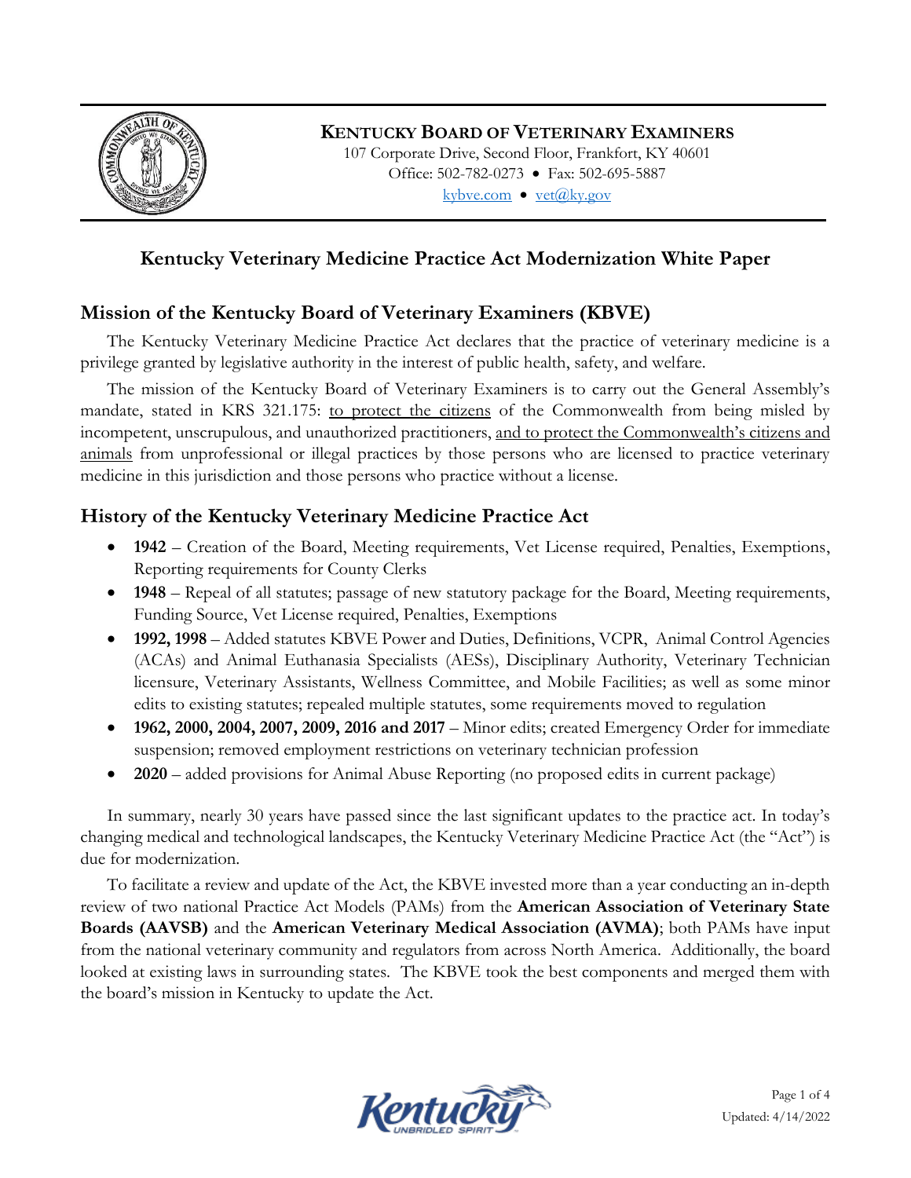**KENTUCKY BOARD OF VETERINARY EXAMINERS**

107 Corporate Drive, Second Floor, Frankfort, KY 40601

Office: 502-782-0273 • Fax: 502-695-5887

kybve.com • vet@ky.gov

# Kentucky Veterinary Medicine Practice Act Modernization White Paper

## Mission of the Kentucky Board of Veterinary Examiners (KBVE)

The Kentucky Veterinary Medicine Practice Act declares that the practice of veterinary medicine is a privilege granted by legislative authority in the interest of public health, safety, and welfare.

The mission of the Kentucky Board of Veterinary Examiners is to carry out the General Assembly's mandate, stated in KRS 321.175: to protect the citizens of the Commonwealth from being misled by incompetent, unscrupulous, and unauthorized practitioners, and to protect the Commonwealth's citizens and animals from unprofessional or illegal practices by those persons who are licensed to practice veterinary medicine in this jurisdiction and those persons who practice without a license.

## History of the Kentucky Veterinary Medicine Practice Act

- **1942** – Creation of the Board, Meeting requirements, Vet License required, Penalties, Exemptions, Reporting requirements for County Clerks
- **1948** – Repeal of all statutes; passage of new statutory package for the Board, Meeting requirements, Funding Source, Vet License required, Penalties, Exemptions
- **1992, 1998** – Added statutes KBVE Power and Duties, Definitions, VCPR, Animal Control Agencies (ACAs) and Animal Euthanasia Specialists (AESs), Disciplinary Authority, Veterinary Technician licensure, Veterinary Assistants, Wellness Committee, and Mobile Facilities; as well as some minor edits to existing statutes; repealed multiple statutes, some requirements moved to regulation
- **1962, 2000, 2004, 2007, 2009, 2016 and 2017** – Minor edits; created Emergency Order for immediate suspension; removed employment restrictions on veterinary technician profession
- **2020** – added provisions for Animal Abuse Reporting (no proposed edits in current package)

In summary, nearly 30 years have passed since the last significant updates to the practice act. In today's changing medical and technological landscapes, the Kentucky Veterinary Medicine Practice Act (the "Act") is due for modernization.

To facilitate a review and update of the Act, the KBVE invested more than a year conducting an in-depth review of two national Practice Act Models (PAMs) from the **American Association of Veterinary State Boards (AAVSB)** and the **American Veterinary Medical Association (AVMA)**; both PAMs have input from the national veterinary community and regulators from across North America. Additionally, the board looked at existing laws in surrounding states. The KBVE took the best components and merged them with the board's mission in Kentucky to update the Act.

Updated: 4/14/2022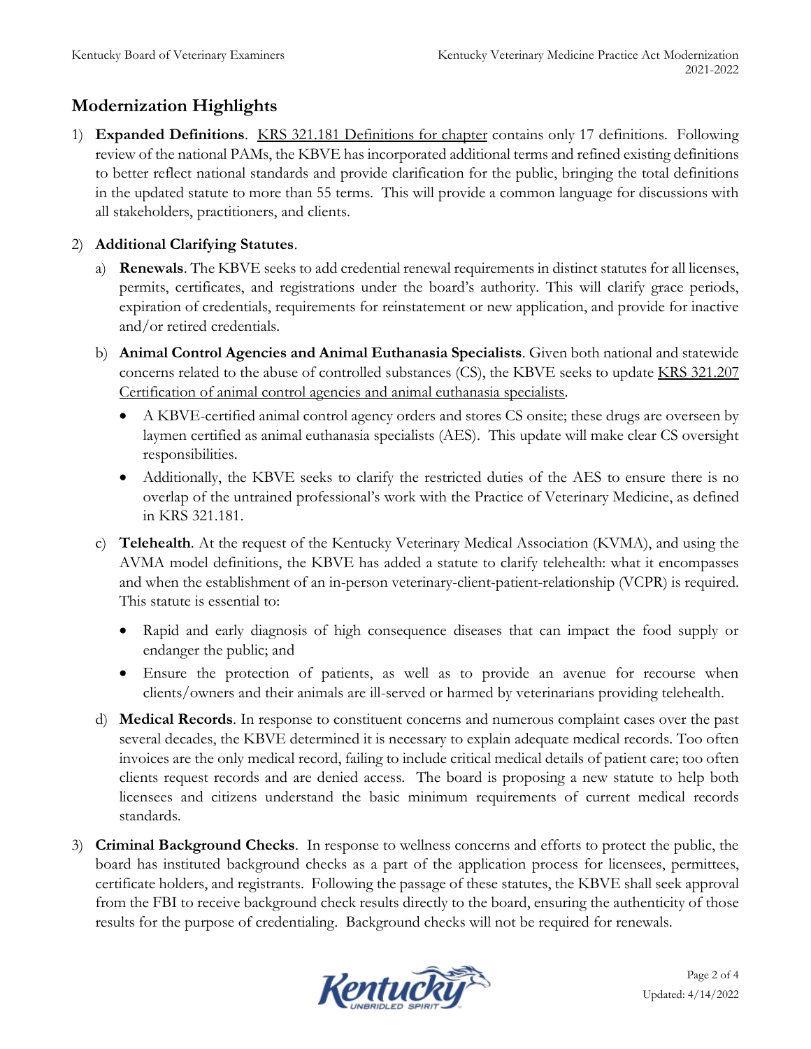## Modernization Highlights

1) **Expanded Definitions**. KRS 321.181 Definitions for chapter contains only 17 definitions. Following review of the national PAMs, the KBVE has incorporated additional terms and refined existing definitions to better reflect national standards and provide clarification for the public, bringing the total definitions in the updated statute to more than 55 terms. This will provide a common language for discussions with all stakeholders, practitioners, and clients.

2) **Additional Clarifying Statutes**.

   a) **Renewals**. The KBVE seeks to add credential renewal requirements in distinct statutes for all licenses, permits, certificates, and registrations under the board's authority. This will clarify grace periods, expiration of credentials, requirements for reinstatement or new application, and provide for inactive and/or retired credentials.

   b) **Animal Control Agencies and Animal Euthanasia Specialists**. Given both national and statewide concerns related to the abuse of controlled substances (CS), the KBVE seeks to update KRS 321.207 Certification of animal control agencies and animal euthanasia specialists.

      - A KBVE-certified animal control agency orders and stores CS onsite; these drugs are overseen by laymen certified as animal euthanasia specialists (AES). This update will make clear CS oversight responsibilities.
      - Additionally, the KBVE seeks to clarify the restricted duties of the AES to ensure there is no overlap of the untrained professional's work with the Practice of Veterinary Medicine, as defined in KRS 321.181.

   c) **Telehealth**. At the request of the Kentucky Veterinary Medical Association (KVMA), and using the AVMA model definitions, the KBVE has added a statute to clarify telehealth: what it encompasses and when the establishment of an in-person veterinary-client-patient-relationship (VCPR) is required. This statute is essential to:

      - Rapid and early diagnosis of high consequence diseases that can impact the food supply or endanger the public; and
      - Ensure the protection of patients, as well as to provide an avenue for recourse when clients/owners and their animals are ill-served or harmed by veterinarians providing telehealth.

   d) **Medical Records**. In response to constituent concerns and numerous complaint cases over the past several decades, the KBVE determined it is necessary to explain adequate medical records. Too often invoices are the only medical record, failing to include critical medical details of patient care; too often clients request records and are denied access. The board is proposing a new statute to help both licensees and citizens understand the basic minimum requirements of current medical records standards.

3) **Criminal Background Checks**. In response to wellness concerns and efforts to protect the public, the board has instituted background checks as a part of the application process for licensees, permittees, certificate holders, and registrants. Following the passage of these statutes, the KBVE shall seek approval from the FBI to receive background check results directly to the board, ensuring the authenticity of those results for the purpose of credentialing. Background checks will not be required for renewals.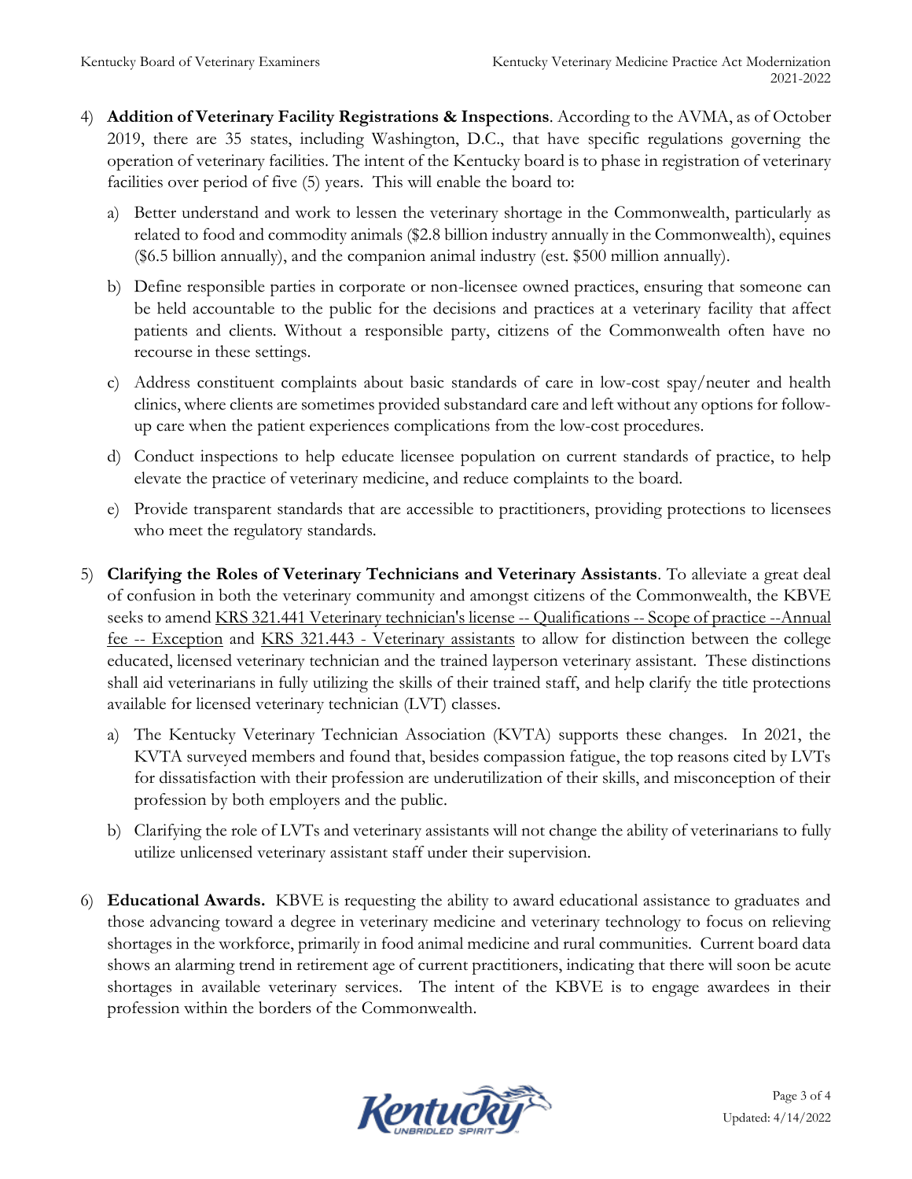4) **Addition of Veterinary Facility Registrations & Inspections**. According to the AVMA, as of October 2019, there are 35 states, including Washington, D.C., that have specific regulations governing the operation of veterinary facilities. The intent of the Kentucky board is to phase in registration of veterinary facilities over period of five (5) years. This will enable the board to:

   a) Better understand and work to lessen the veterinary shortage in the Commonwealth, particularly as related to food and commodity animals ($2.8 billion industry annually in the Commonwealth), equines ($6.5 billion annually), and the companion animal industry (est. $500 million annually).

   b) Define responsible parties in corporate or non-licensee owned practices, ensuring that someone can be held accountable to the public for the decisions and practices at a veterinary facility that affect patients and clients. Without a responsible party, citizens of the Commonwealth often have no recourse in these settings.

   c) Address constituent complaints about basic standards of care in low-cost spay/neuter and health clinics, where clients are sometimes provided substandard care and left without any options for follow-up care when the patient experiences complications from the low-cost procedures.

   d) Conduct inspections to help educate licensee population on current standards of practice, to help elevate the practice of veterinary medicine, and reduce complaints to the board.

   e) Provide transparent standards that are accessible to practitioners, providing protections to licensees who meet the regulatory standards.

5) **Clarifying the Roles of Veterinary Technicians and Veterinary Assistants**. To alleviate a great deal of confusion in both the veterinary community and amongst citizens of the Commonwealth, the KBVE seeks to amend KRS 321.441 Veterinary technician's license -- Qualifications -- Scope of practice --Annual fee -- Exception and KRS 321.443 - Veterinary assistants to allow for distinction between the college educated, licensed veterinary technician and the trained layperson veterinary assistant. These distinctions shall aid veterinarians in fully utilizing the skills of their trained staff, and help clarify the title protections available for licensed veterinary technician (LVT) classes.

   a) The Kentucky Veterinary Technician Association (KVTA) supports these changes. In 2021, the KVTA surveyed members and found that, besides compassion fatigue, the top reasons cited by LVTs for dissatisfaction with their profession are underutilization of their skills, and misconception of their profession by both employers and the public.

   b) Clarifying the role of LVTs and veterinary assistants will not change the ability of veterinarians to fully utilize unlicensed veterinary assistant staff under their supervision.

6) **Educational Awards.** KBVE is requesting the ability to award educational assistance to graduates and those advancing toward a degree in veterinary medicine and veterinary technology to focus on relieving shortages in the workforce, primarily in food animal medicine and rural communities. Current board data shows an alarming trend in retirement age of current practitioners, indicating that there will soon be acute shortages in available veterinary services. The intent of the KBVE is to engage awardees in their profession within the borders of the Commonwealth.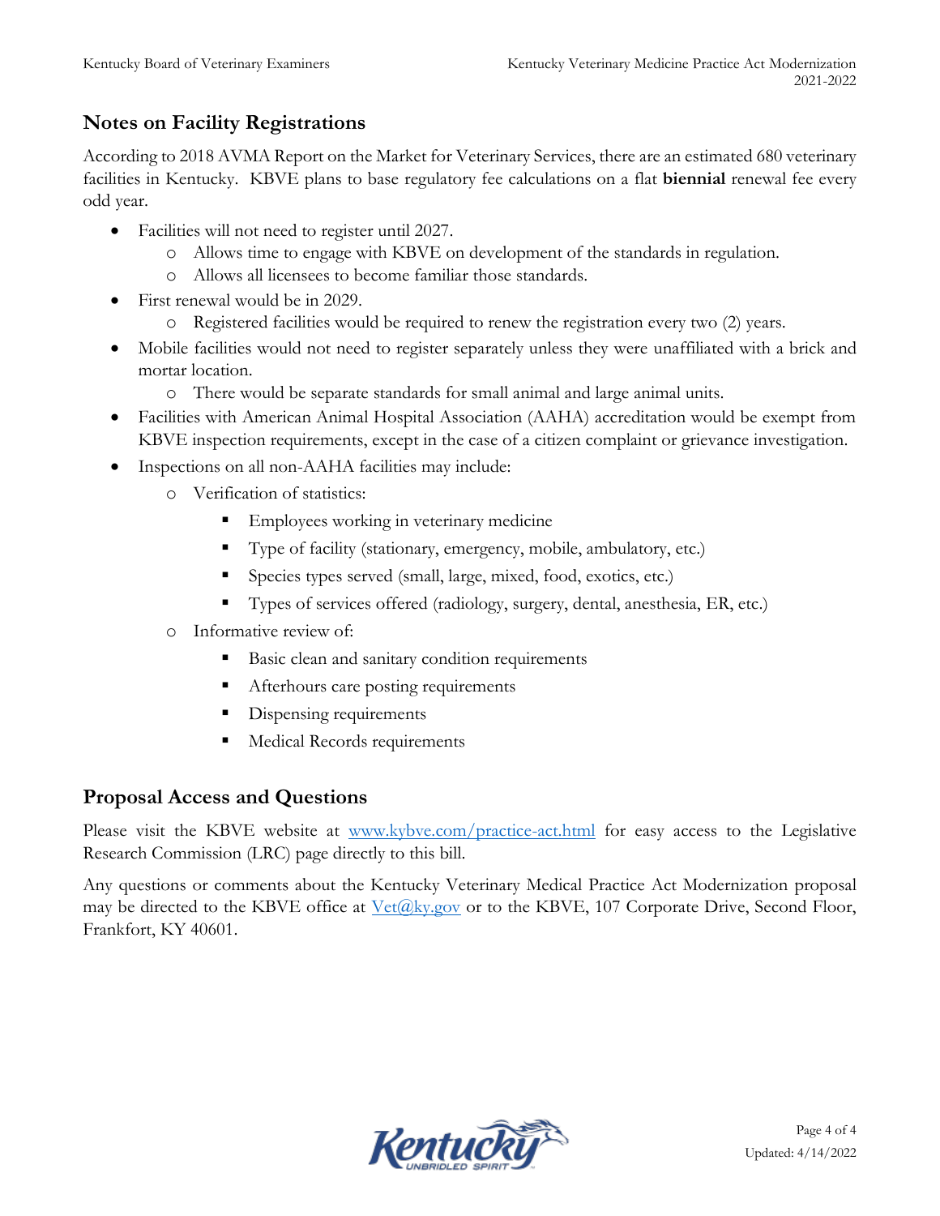## Notes on Facility Registrations

According to 2018 AVMA Report on the Market for Veterinary Services, there are an estimated 680 veterinary facilities in Kentucky. KBVE plans to base regulatory fee calculations on a flat **biennial** renewal fee every odd year.

- Facilities will not need to register until 2027.
  - Allows time to engage with KBVE on development of the standards in regulation.
  - Allows all licensees to become familiar those standards.
- First renewal would be in 2029.
  - Registered facilities would be required to renew the registration every two (2) years.
- Mobile facilities would not need to register separately unless they were unaffiliated with a brick and mortar location.
  - There would be separate standards for small animal and large animal units.
- Facilities with American Animal Hospital Association (AAHA) accreditation would be exempt from KBVE inspection requirements, except in the case of a citizen complaint or grievance investigation.
- Inspections on all non-AAHA facilities may include:
  - Verification of statistics:
    - Employees working in veterinary medicine
    - Type of facility (stationary, emergency, mobile, ambulatory, etc.)
    - Species types served (small, large, mixed, food, exotics, etc.)
    - Types of services offered (radiology, surgery, dental, anesthesia, ER, etc.)
  - Informative review of:
    - Basic clean and sanitary condition requirements
    - Afterhours care posting requirements
    - Dispensing requirements
    - Medical Records requirements

## Proposal Access and Questions

Please visit the KBVE website at www.kybve.com/practice-act.html for easy access to the Legislative Research Commission (LRC) page directly to this bill.

Any questions or comments about the Kentucky Veterinary Medical Practice Act Modernization proposal may be directed to the KBVE office at Vet@ky.gov or to the KBVE, 107 Corporate Drive, Second Floor, Frankfort, KY 40601.